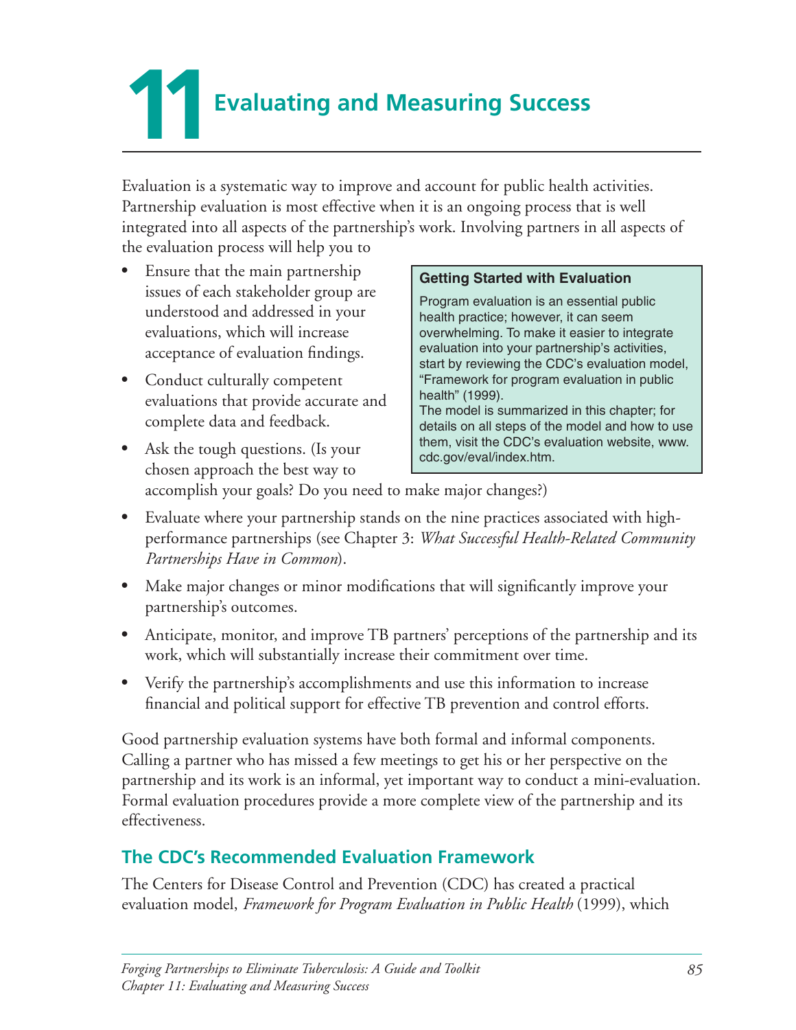# 11 Evaluating and Measuring Success

Evaluation is a systematic way to improve and account for public health activities. Partnership evaluation is most effective when it is an ongoing process that is well integrated into all aspects of the partnership's work. Involving partners in all aspects of the evaluation process will help you to

- Ensure that the main partnership issues of each stakeholder group are understood and addressed in your evaluations, which will increase acceptance of evaluation findings.
- Conduct culturally competent evaluations that provide accurate and complete data and feedback.
- Ask the tough questions. (Is your chosen approach the best way to accomplish your goals? Do you need to make major changes?)
- Evaluate where your partnership stands on the nine practices associated with high-performance partnerships (see Chapter 3: *What Successful Health-Related Community Partnerships Have in Common*).
- Make major changes or minor modifications that will significantly improve your partnership's outcomes.
- Anticipate, monitor, and improve TB partners' perceptions of the partnership and its work, which will substantially increase their commitment over time.
- Verify the partnership's accomplishments and use this information to increase financial and political support for effective TB prevention and control efforts.

> **Getting Started with Evaluation**
>
> Program evaluation is an essential public health practice; however, it can seem overwhelming. To make it easier to integrate evaluation into your partnership's activities, start by reviewing the CDC's evaluation model, "Framework for program evaluation in public health" (1999).
>
> The model is summarized in this chapter; for details on all steps of the model and how to use them, visit the CDC's evaluation website, www.cdc.gov/eval/index.htm.

Good partnership evaluation systems have both formal and informal components. Calling a partner who has missed a few meetings to get his or her perspective on the partnership and its work is an informal, yet important way to conduct a mini-evaluation. Formal evaluation procedures provide a more complete view of the partnership and its effectiveness.

## The CDC's Recommended Evaluation Framework

The Centers for Disease Control and Prevention (CDC) has created a practical evaluation model, *Framework for Program Evaluation in Public Health* (1999), which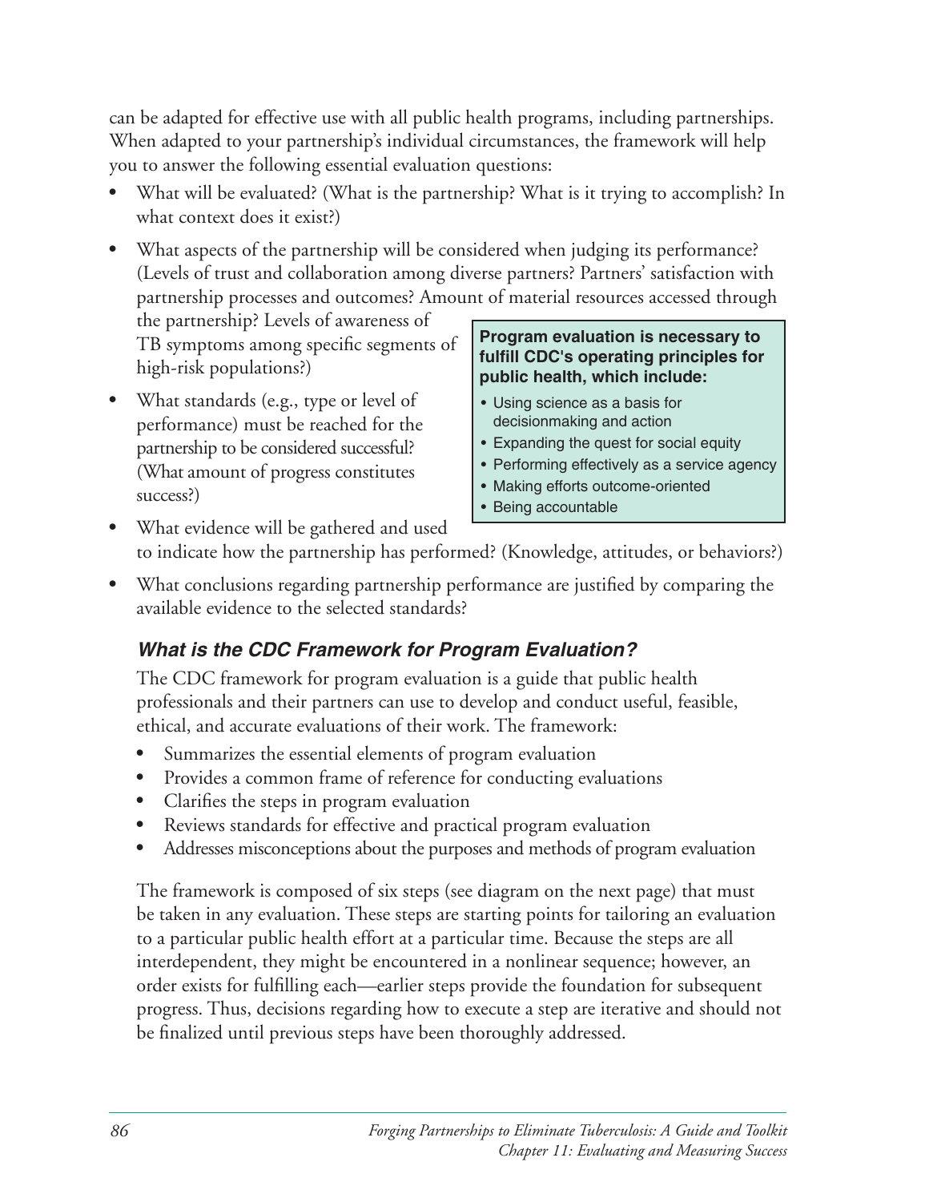can be adapted for effective use with all public health programs, including partnerships. When adapted to your partnership's individual circumstances, the framework will help you to answer the following essential evaluation questions:

- What will be evaluated? (What is the partnership? What is it trying to accomplish? In what context does it exist?)
- What aspects of the partnership will be considered when judging its performance? (Levels of trust and collaboration among diverse partners? Partners' satisfaction with partnership processes and outcomes? Amount of material resources accessed through the partnership? Levels of awareness of TB symptoms among specific segments of high-risk populations?)
- What standards (e.g., type or level of performance) must be reached for the partnership to be considered successful? (What amount of progress constitutes success?)
- What evidence will be gathered and used to indicate how the partnership has performed? (Knowledge, attitudes, or behaviors?)
- What conclusions regarding partnership performance are justified by comparing the available evidence to the selected standards?

> **Program evaluation is necessary to fulfill CDC's operating principles for public health, which include:**
>
> - Using science as a basis for decisionmaking and action
> - Expanding the quest for social equity
> - Performing effectively as a service agency
> - Making efforts outcome-oriented
> - Being accountable

### *What is the CDC Framework for Program Evaluation?*

The CDC framework for program evaluation is a guide that public health professionals and their partners can use to develop and conduct useful, feasible, ethical, and accurate evaluations of their work. The framework:

- Summarizes the essential elements of program evaluation
- Provides a common frame of reference for conducting evaluations
- Clarifies the steps in program evaluation
- Reviews standards for effective and practical program evaluation
- Addresses misconceptions about the purposes and methods of program evaluation

The framework is composed of six steps (see diagram on the next page) that must be taken in any evaluation. These steps are starting points for tailoring an evaluation to a particular public health effort at a particular time. Because the steps are all interdependent, they might be encountered in a nonlinear sequence; however, an order exists for fulfilling each—earlier steps provide the foundation for subsequent progress. Thus, decisions regarding how to execute a step are iterative and should not be finalized until previous steps have been thoroughly addressed.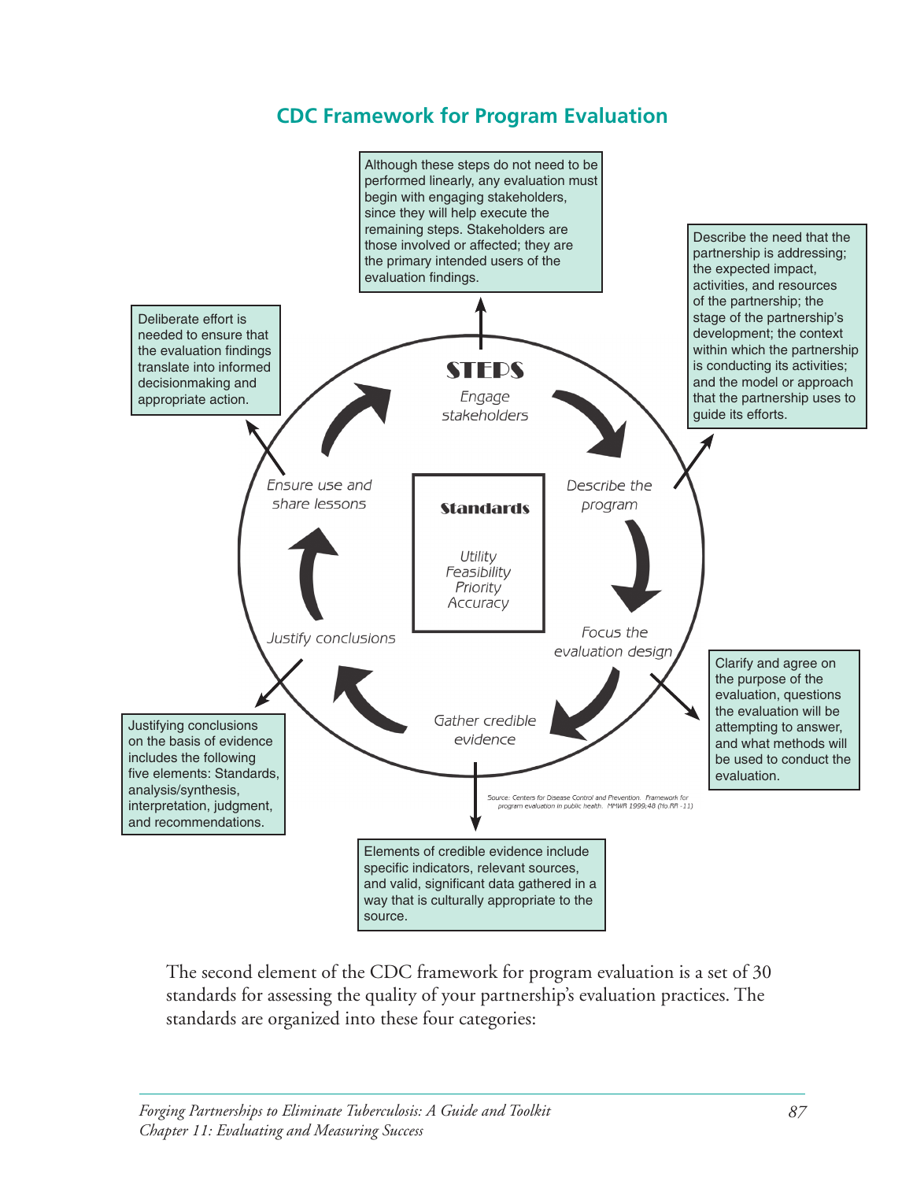## CDC Framework for Program Evaluation

**STEPS**

*Engage stakeholders*

Although these steps do not need to be performed linearly, any evaluation must begin with engaging stakeholders, since they will help execute the remaining steps. Stakeholders are those involved or affected; they are the primary intended users of the evaluation findings.

*Describe the program*

Describe the need that the partnership is addressing; the expected impact, activities, and resources of the partnership; the stage of the partnership's development; the context within which the partnership is conducting its activities; and the model or approach that the partnership uses to guide its efforts.

*Focus the evaluation design*

Clarify and agree on the purpose of the evaluation, questions the evaluation will be attempting to answer, and what methods will be used to conduct the evaluation.

*Gather credible evidence*

Elements of credible evidence include specific indicators, relevant sources, and valid, significant data gathered in a way that is culturally appropriate to the source.

*Justify conclusions*

Justifying conclusions on the basis of evidence includes the following five elements: Standards, analysis/synthesis, interpretation, judgment, and recommendations.

*Ensure use and share lessons*

Deliberate effort is needed to ensure that the evaluation findings translate into informed decisionmaking and appropriate action.

**Standards**

*Utility*
*Feasibility*
*Priority*
*Accuracy*

Source: Centers for Disease Control and Prevention. Framework for program evaluation in public health. MMWR 1999;48 (No.RR-11)

The second element of the CDC framework for program evaluation is a set of 30 standards for assessing the quality of your partnership's evaluation practices. The standards are organized into these four categories: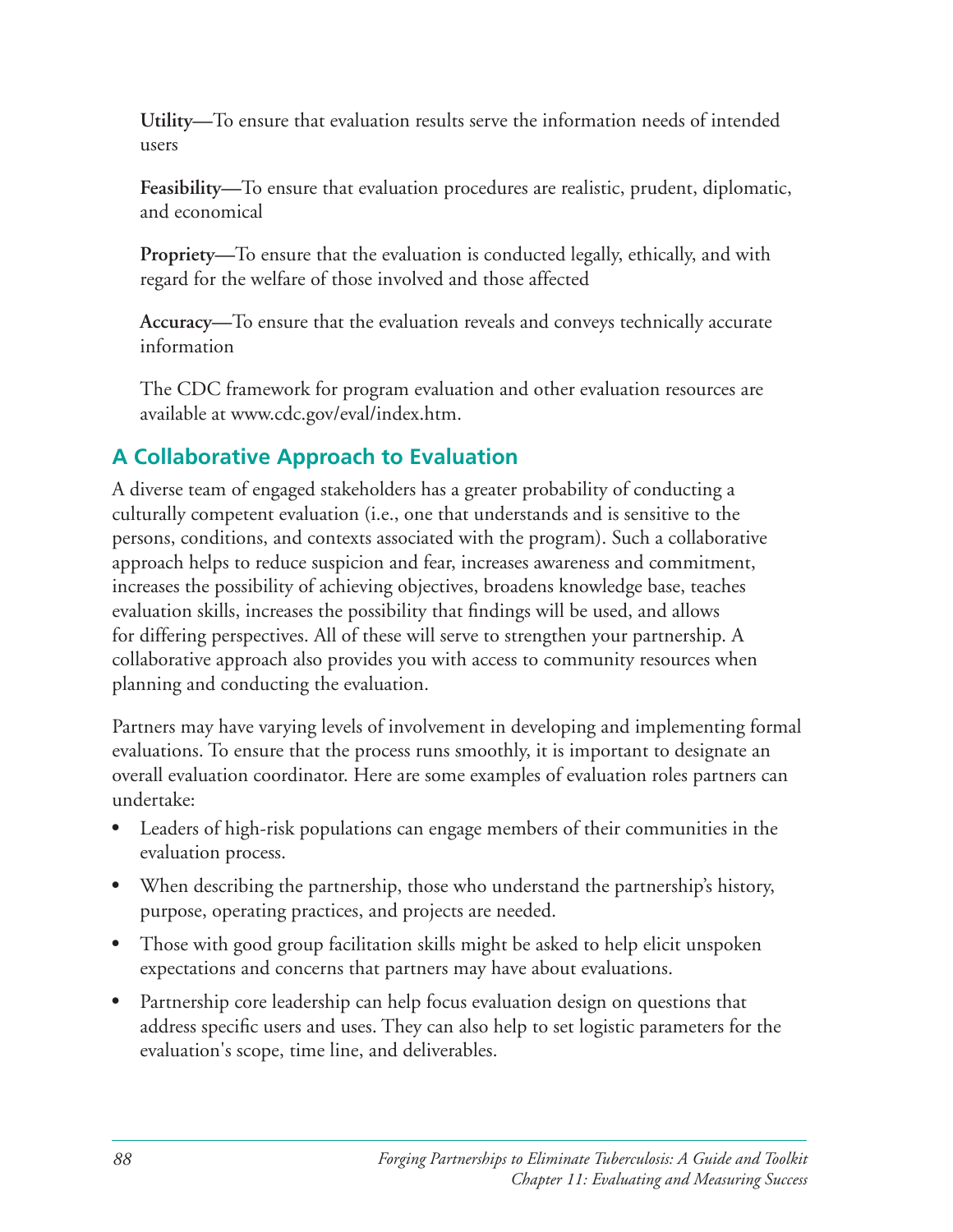**Utility—**To ensure that evaluation results serve the information needs of intended users

**Feasibility—**To ensure that evaluation procedures are realistic, prudent, diplomatic, and economical

**Propriety—**To ensure that the evaluation is conducted legally, ethically, and with regard for the welfare of those involved and those affected

**Accuracy—**To ensure that the evaluation reveals and conveys technically accurate information

The CDC framework for program evaluation and other evaluation resources are available at www.cdc.gov/eval/index.htm.

## A Collaborative Approach to Evaluation

A diverse team of engaged stakeholders has a greater probability of conducting a culturally competent evaluation (i.e., one that understands and is sensitive to the persons, conditions, and contexts associated with the program). Such a collaborative approach helps to reduce suspicion and fear, increases awareness and commitment, increases the possibility of achieving objectives, broadens knowledge base, teaches evaluation skills, increases the possibility that findings will be used, and allows for differing perspectives. All of these will serve to strengthen your partnership. A collaborative approach also provides you with access to community resources when planning and conducting the evaluation.

Partners may have varying levels of involvement in developing and implementing formal evaluations. To ensure that the process runs smoothly, it is important to designate an overall evaluation coordinator. Here are some examples of evaluation roles partners can undertake:

- Leaders of high-risk populations can engage members of their communities in the evaluation process.
- When describing the partnership, those who understand the partnership's history, purpose, operating practices, and projects are needed.
- Those with good group facilitation skills might be asked to help elicit unspoken expectations and concerns that partners may have about evaluations.
- Partnership core leadership can help focus evaluation design on questions that address specific users and uses. They can also help to set logistic parameters for the evaluation's scope, time line, and deliverables.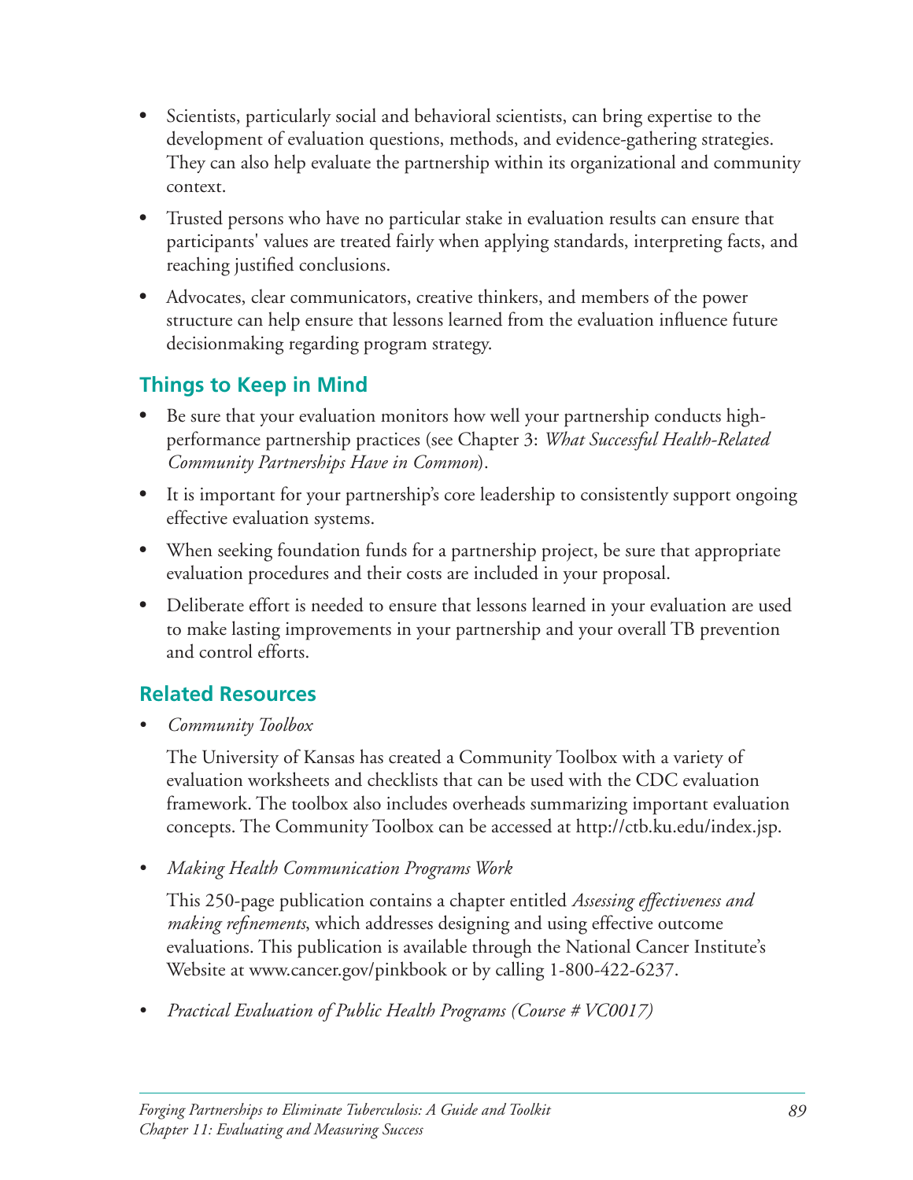- Scientists, particularly social and behavioral scientists, can bring expertise to the development of evaluation questions, methods, and evidence-gathering strategies. They can also help evaluate the partnership within its organizational and community context.
- Trusted persons who have no particular stake in evaluation results can ensure that participants' values are treated fairly when applying standards, interpreting facts, and reaching justified conclusions.
- Advocates, clear communicators, creative thinkers, and members of the power structure can help ensure that lessons learned from the evaluation influence future decisionmaking regarding program strategy.

## Things to Keep in Mind

- Be sure that your evaluation monitors how well your partnership conducts high-performance partnership practices (see Chapter 3: *What Successful Health-Related Community Partnerships Have in Common*).
- It is important for your partnership's core leadership to consistently support ongoing effective evaluation systems.
- When seeking foundation funds for a partnership project, be sure that appropriate evaluation procedures and their costs are included in your proposal.
- Deliberate effort is needed to ensure that lessons learned in your evaluation are used to make lasting improvements in your partnership and your overall TB prevention and control efforts.

## Related Resources

- *Community Toolbox*

  The University of Kansas has created a Community Toolbox with a variety of evaluation worksheets and checklists that can be used with the CDC evaluation framework. The toolbox also includes overheads summarizing important evaluation concepts. The Community Toolbox can be accessed at http://ctb.ku.edu/index.jsp.

- *Making Health Communication Programs Work*

  This 250-page publication contains a chapter entitled *Assessing effectiveness and making refinements*, which addresses designing and using effective outcome evaluations. This publication is available through the National Cancer Institute's Website at www.cancer.gov/pinkbook or by calling 1-800-422-6237.

- *Practical Evaluation of Public Health Programs (Course # VC0017)*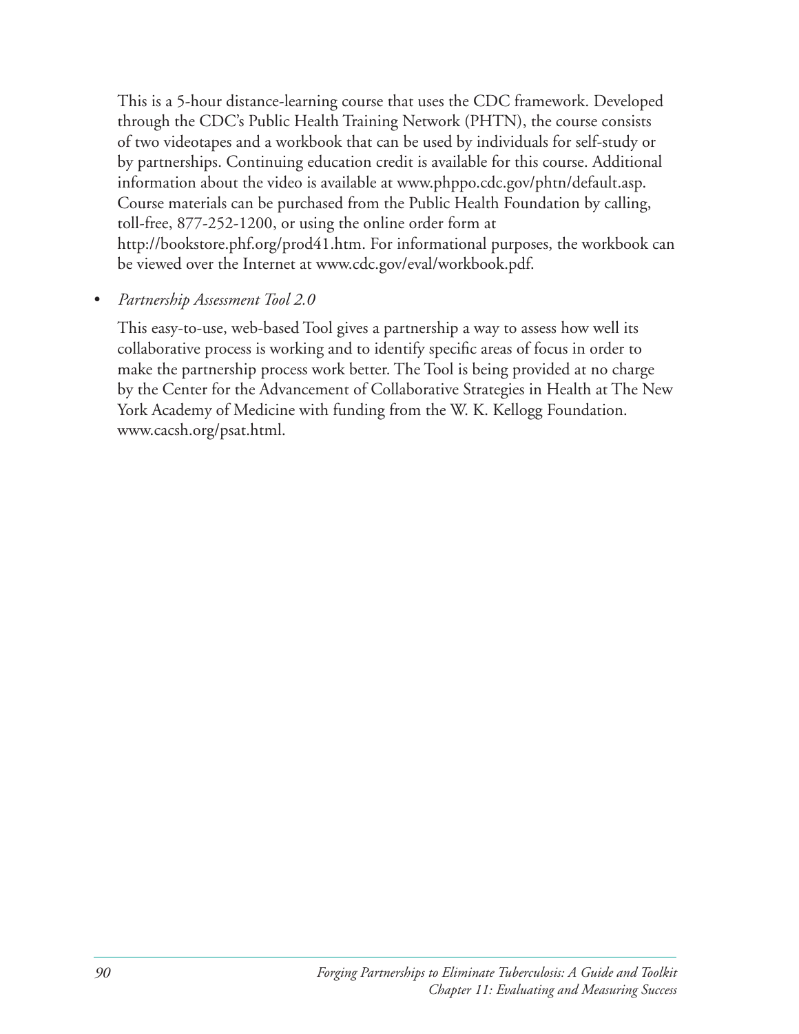This is a 5-hour distance-learning course that uses the CDC framework. Developed through the CDC's Public Health Training Network (PHTN), the course consists of two videotapes and a workbook that can be used by individuals for self-study or by partnerships. Continuing education credit is available for this course. Additional information about the video is available at www.phppo.cdc.gov/phtn/default.asp. Course materials can be purchased from the Public Health Foundation by calling, toll-free, 877-252-1200, or using the online order form at http://bookstore.phf.org/prod41.htm. For informational purposes, the workbook can be viewed over the Internet at www.cdc.gov/eval/workbook.pdf.

- *Partnership Assessment Tool 2.0*

  This easy-to-use, web-based Tool gives a partnership a way to assess how well its collaborative process is working and to identify specific areas of focus in order to make the partnership process work better. The Tool is being provided at no charge by the Center for the Advancement of Collaborative Strategies in Health at The New York Academy of Medicine with funding from the W. K. Kellogg Foundation. www.cacsh.org/psat.html.